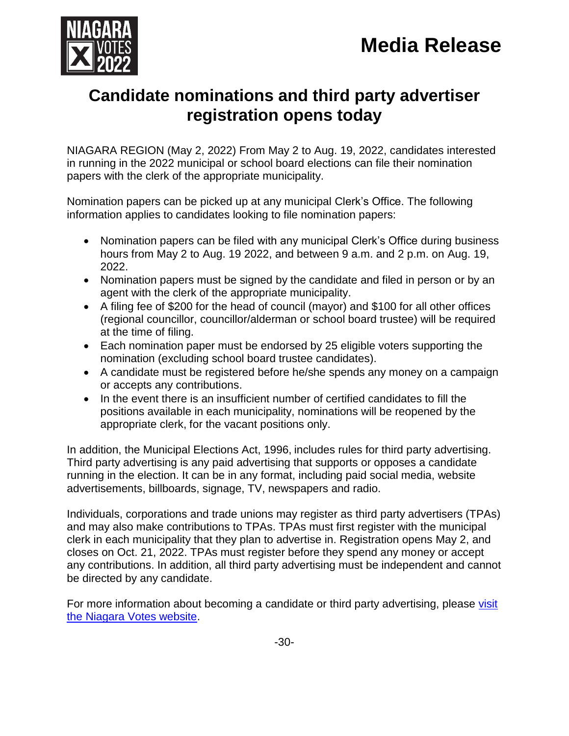# Media Release

## Candidate nominations and third party advertiser registration opens today

NIAGARA REGION (May 2, 2022) From May 2 to Aug. 19, 2022, candidates interested in running in the 2022 municipal or school board elections can file their nomination papers with the clerk of the appropriate municipality.

Nomination papers can be picked up at any municipal Clerk's Office. The following information applies to candidates looking to file nomination papers:

- Nomination papers can be filed with any municipal Clerk's Office during business hours from May 2 to Aug. 19 2022, and between 9 a.m. and 2 p.m. on Aug. 19, 2022.
- Nomination papers must be signed by the candidate and filed in person or by an agent with the clerk of the appropriate municipality.
- A filing fee of $200 for the head of council (mayor) and $100 for all other offices (regional councillor, councillor/alderman or school board trustee) will be required at the time of filing.
- Each nomination paper must be endorsed by 25 eligible voters supporting the nomination (excluding school board trustee candidates).
- A candidate must be registered before he/she spends any money on a campaign or accepts any contributions.
- In the event there is an insufficient number of certified candidates to fill the positions available in each municipality, nominations will be reopened by the appropriate clerk, for the vacant positions only.

In addition, the Municipal Elections Act, 1996, includes rules for third party advertising. Third party advertising is any paid advertising that supports or opposes a candidate running in the election. It can be in any format, including paid social media, website advertisements, billboards, signage, TV, newspapers and radio.

Individuals, corporations and trade unions may register as third party advertisers (TPAs) and may also make contributions to TPAs. TPAs must first register with the municipal clerk in each municipality that they plan to advertise in. Registration opens May 2, and closes on Oct. 21, 2022. TPAs must register before they spend any money or accept any contributions. In addition, all third party advertising must be independent and cannot be directed by any candidate.

For more information about becoming a candidate or third party advertising, please visit the Niagara Votes website.

-30-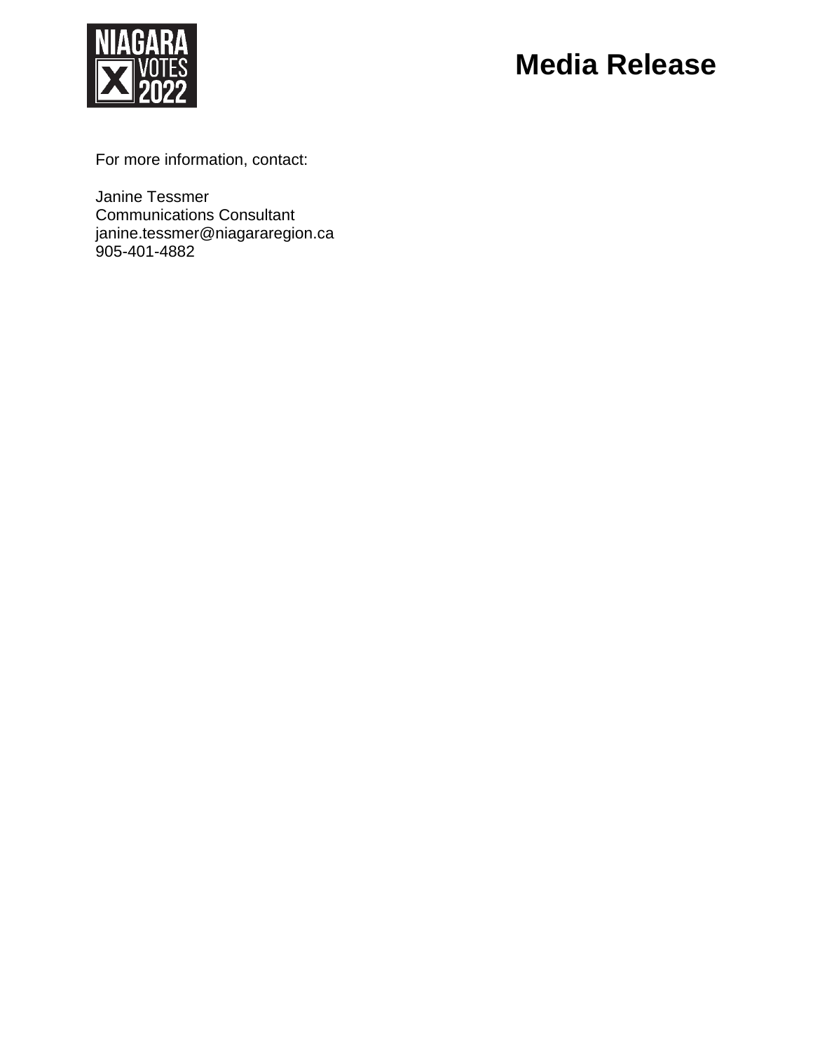NIAGARA VOTES 2022

# Media Release

For more information, contact:

Janine Tessmer
Communications Consultant
janine.tessmer@niagararegion.ca
905-401-4882